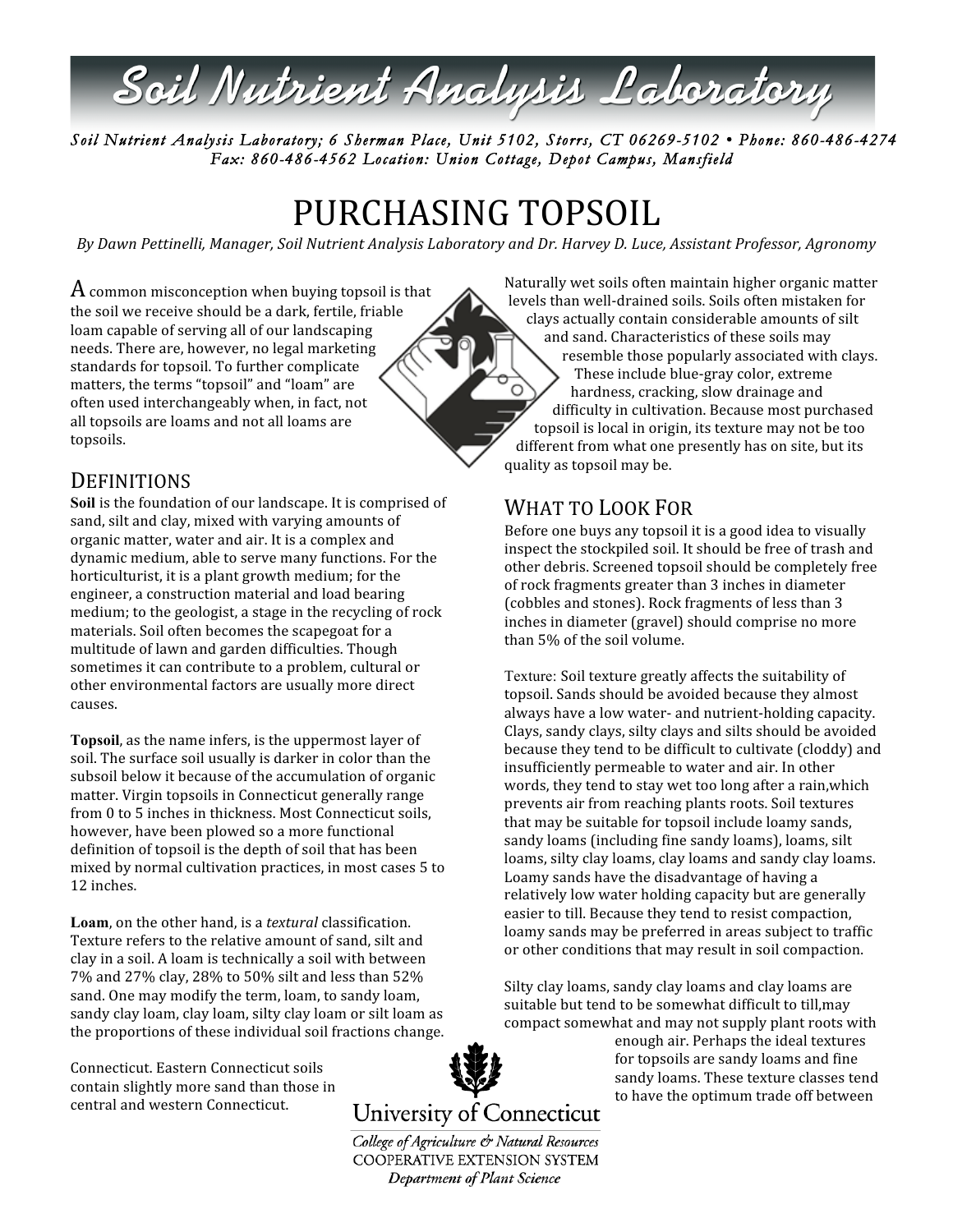# Soil Nutrient Analysis Laboratory

*Soil Nutrient Analysis Laboratory; 6 Sherman Place, Unit 5102, Storrs, CT 06269-5102 • Phone: 860-486-4274*
*Fax: 860-486-4562 Location: Union Cottage, Depot Campus, Mansfield*

# PURCHASING TOPSOIL

*By Dawn Pettinelli, Manager, Soil Nutrient Analysis Laboratory and Dr. Harvey D. Luce, Assistant Professor, Agronomy*

A common misconception when buying topsoil is that the soil we receive should be a dark, fertile, friable loam capable of serving all of our landscaping needs. There are, however, no legal marketing standards for topsoil. To further complicate matters, the terms "topsoil" and "loam" are often used interchangeably when, in fact, not all topsoils are loams and not all loams are topsoils.

## DEFINITIONS

**Soil** is the foundation of our landscape. It is comprised of sand, silt and clay, mixed with varying amounts of organic matter, water and air. It is a complex and dynamic medium, able to serve many functions. For the horticulturist, it is a plant growth medium; for the engineer, a construction material and load bearing medium; to the geologist, a stage in the recycling of rock materials. Soil often becomes the scapegoat for a multitude of lawn and garden difficulties. Though sometimes it can contribute to a problem, cultural or other environmental factors are usually more direct causes.

**Topsoil**, as the name infers, is the uppermost layer of soil. The surface soil usually is darker in color than the subsoil below it because of the accumulation of organic matter. Virgin topsoils in Connecticut generally range from 0 to 5 inches in thickness. Most Connecticut soils, however, have been plowed so a more functional definition of topsoil is the depth of soil that has been mixed by normal cultivation practices, in most cases 5 to 12 inches.

**Loam**, on the other hand, is a *textural* classification. Texture refers to the relative amount of sand, silt and clay in a soil. A loam is technically a soil with between 7% and 27% clay, 28% to 50% silt and less than 52% sand. One may modify the term, loam, to sandy loam, sandy clay loam, clay loam, silty clay loam or silt loam as the proportions of these individual soil fractions change.

Connecticut. Eastern Connecticut soils contain slightly more sand than those in central and western Connecticut.

Naturally wet soils often maintain higher organic matter levels than well-drained soils. Soils often mistaken for clays actually contain considerable amounts of silt and sand. Characteristics of these soils may resemble those popularly associated with clays. These include blue-gray color, extreme hardness, cracking, slow drainage and difficulty in cultivation. Because most purchased topsoil is local in origin, its texture may not be too different from what one presently has on site, but its quality as topsoil may be.

## WHAT TO LOOK FOR

Before one buys any topsoil it is a good idea to visually inspect the stockpiled soil. It should be free of trash and other debris. Screened topsoil should be completely free of rock fragments greater than 3 inches in diameter (cobbles and stones). Rock fragments of less than 3 inches in diameter (gravel) should comprise no more than 5% of the soil volume.

Texture: Soil texture greatly affects the suitability of topsoil. Sands should be avoided because they almost always have a low water- and nutrient-holding capacity. Clays, sandy clays, silty clays and silts should be avoided because they tend to be difficult to cultivate (cloddy) and insufficiently permeable to water and air. In other words, they tend to stay wet too long after a rain,which prevents air from reaching plants roots. Soil textures that may be suitable for topsoil include loamy sands, sandy loams (including fine sandy loams), loams, silt loams, silty clay loams, clay loams and sandy clay loams. Loamy sands have the disadvantage of having a relatively low water holding capacity but are generally easier to till. Because they tend to resist compaction, loamy sands may be preferred in areas subject to traffic or other conditions that may result in soil compaction.

Silty clay loams, sandy clay loams and clay loams are suitable but tend to be somewhat difficult to till,may compact somewhat and may not supply plant roots with enough air. Perhaps the ideal textures for topsoils are sandy loams and fine sandy loams. These texture classes tend to have the optimum trade off between

University of Connecticut
*College of Agriculture & Natural Resources*
COOPERATIVE EXTENSION SYSTEM
*Department of Plant Science*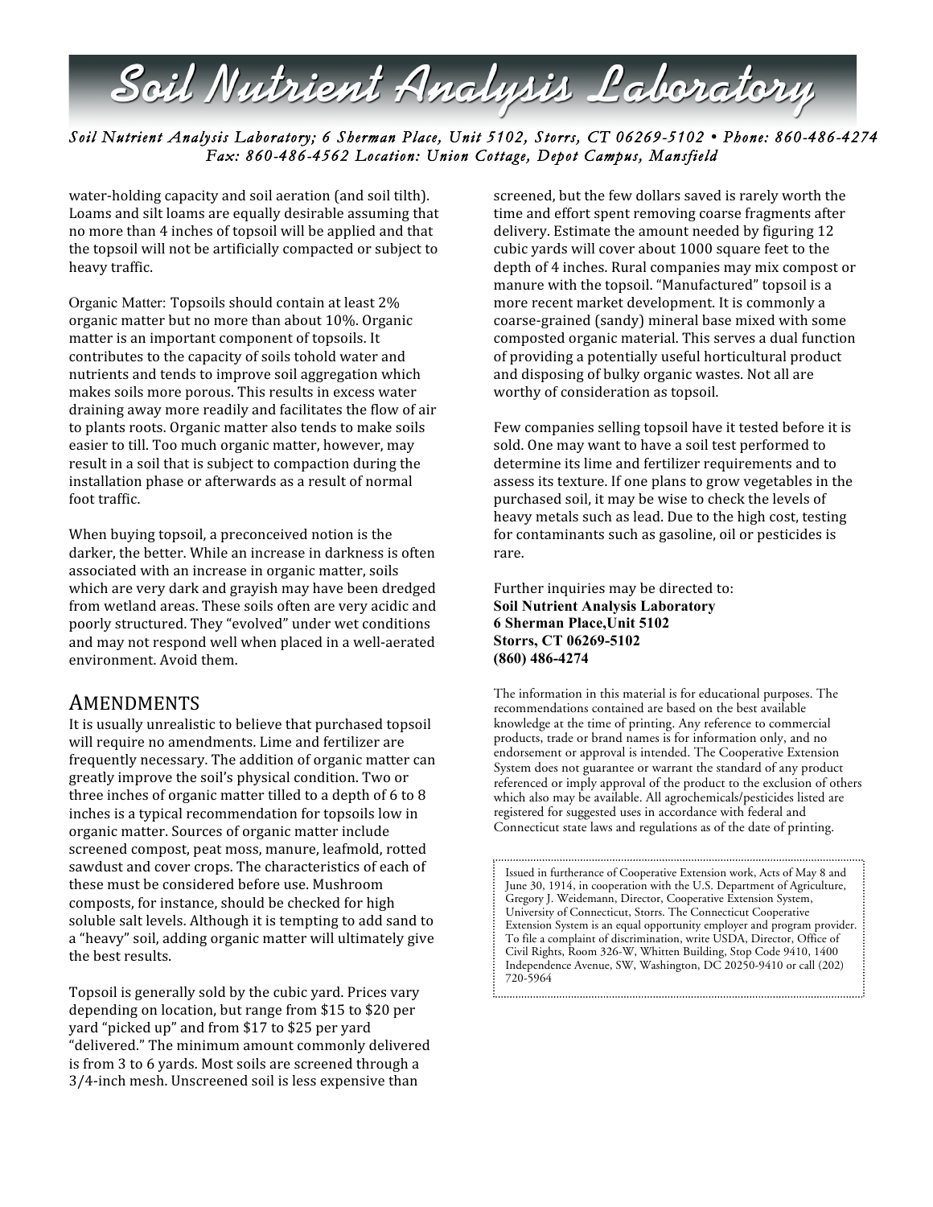water-holding capacity and soil aeration (and soil tilth). Loams and silt loams are equally desirable assuming that no more than 4 inches of topsoil will be applied and that the topsoil will not be artificially compacted or subject to heavy traffic.

Organic Matter: Topsoils should contain at least 2% organic matter but no more than about 10%. Organic matter is an important component of topsoils. It contributes to the capacity of soils tohold water and nutrients and tends to improve soil aggregation which makes soils more porous. This results in excess water draining away more readily and facilitates the flow of air to plants roots. Organic matter also tends to make soils easier to till. Too much organic matter, however, may result in a soil that is subject to compaction during the installation phase or afterwards as a result of normal foot traffic.

When buying topsoil, a preconceived notion is the darker, the better. While an increase in darkness is often associated with an increase in organic matter, soils which are very dark and grayish may have been dredged from wetland areas. These soils often are very acidic and poorly structured. They "evolved" under wet conditions and may not respond well when placed in a well-aerated environment. Avoid them.

## AMENDMENTS

It is usually unrealistic to believe that purchased topsoil will require no amendments. Lime and fertilizer are frequently necessary. The addition of organic matter can greatly improve the soil's physical condition. Two or three inches of organic matter tilled to a depth of 6 to 8 inches is a typical recommendation for topsoils low in organic matter. Sources of organic matter include screened compost, peat moss, manure, leafmold, rotted sawdust and cover crops. The characteristics of each of these must be considered before use. Mushroom composts, for instance, should be checked for high soluble salt levels. Although it is tempting to add sand to a "heavy" soil, adding organic matter will ultimately give the best results.

Topsoil is generally sold by the cubic yard. Prices vary depending on location, but range from $15 to $20 per yard "picked up" and from $17 to $25 per yard "delivered." The minimum amount commonly delivered is from 3 to 6 yards. Most soils are screened through a 3/4-inch mesh. Unscreened soil is less expensive than screened, but the few dollars saved is rarely worth the time and effort spent removing coarse fragments after delivery. Estimate the amount needed by figuring 12 cubic yards will cover about 1000 square feet to the depth of 4 inches. Rural companies may mix compost or manure with the topsoil. "Manufactured" topsoil is a more recent market development. It is commonly a coarse-grained (sandy) mineral base mixed with some composted organic material. This serves a dual function of providing a potentially useful horticultural product and disposing of bulky organic wastes. Not all are worthy of consideration as topsoil.

Few companies selling topsoil have it tested before it is sold. One may want to have a soil test performed to determine its lime and fertilizer requirements and to assess its texture. If one plans to grow vegetables in the purchased soil, it may be wise to check the levels of heavy metals such as lead. Due to the high cost, testing for contaminants such as gasoline, oil or pesticides is rare.

Further inquiries may be directed to:
**Soil Nutrient Analysis Laboratory**
**6 Sherman Place,Unit 5102**
**Storrs, CT 06269-5102**
**(860) 486-4274**

The information in this material is for educational purposes. The recommendations contained are based on the best available knowledge at the time of printing. Any reference to commercial products, trade or brand names is for information only, and no endorsement or approval is intended. The Cooperative Extension System does not guarantee or warrant the standard of any product referenced or imply approval of the product to the exclusion of others which also may be available. All agrochemicals/pesticides listed are registered for suggested uses in accordance with federal and Connecticut state laws and regulations as of the date of printing.

Issued in furtherance of Cooperative Extension work, Acts of May 8 and June 30, 1914, in cooperation with the U.S. Department of Agriculture, Gregory J. Weidemann, Director, Cooperative Extension System, University of Connecticut, Storrs. The Connecticut Cooperative Extension System is an equal opportunity employer and program provider. To file a complaint of discrimination, write USDA, Director, Office of Civil Rights, Room 326-W, Whitten Building, Stop Code 9410, 1400 Independence Avenue, SW, Washington, DC 20250-9410 or call (202) 720-5964